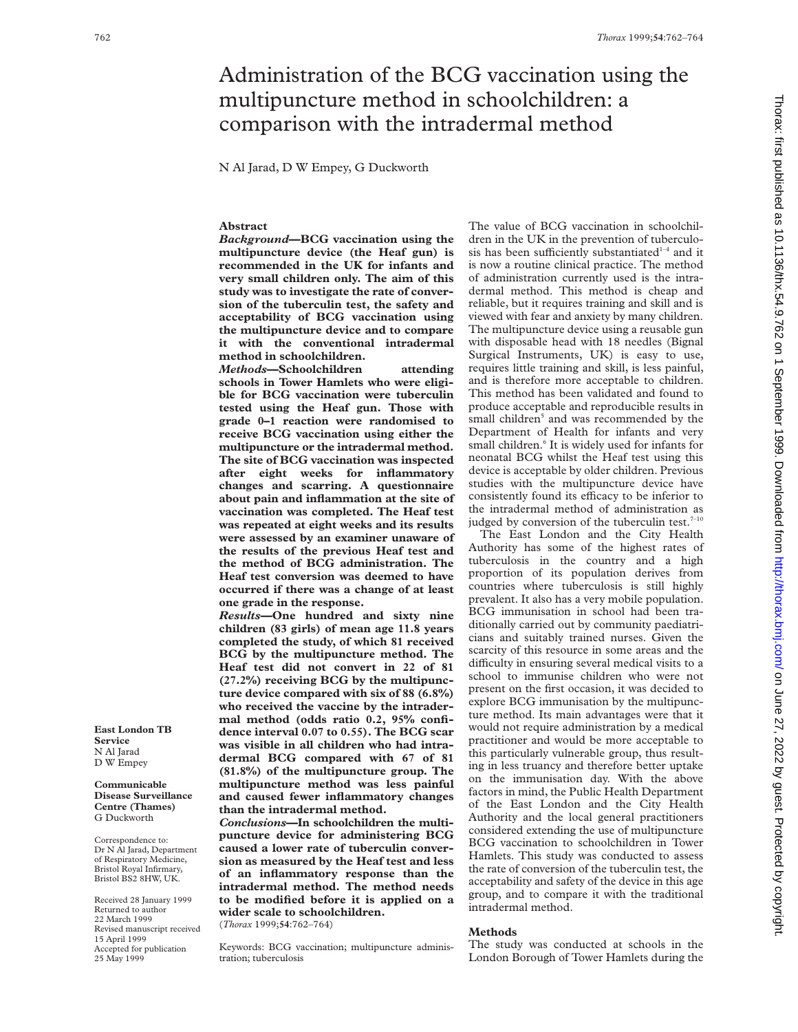／# Administration of the BCG vaccination using the multipuncture method in schoolchildren: a comparison with the intradermal method

N Al Jarad, D W Empey, G Duckworth

**East London TB Service**
N Al Jarad
D W Empey

**Communicable Disease Surveillance Centre (Thames)**
G Duckworth

Correspondence to: Dr N Al Jarad, Department of Respiratory Medicine, Bristol Royal Infirmary, Bristol BS2 8HW, UK.

Received 28 January 1999
Returned to author 22 March 1999
Revised manuscript received 15 April 1999
Accepted for publication 25 May 1999

## Abstract

***Background*—BCG vaccination using the multipuncture device (the Heaf gun) is recommended in the UK for infants and very small children only. The aim of this study was to investigate the rate of conversion of the tuberculin test, the safety and acceptability of BCG vaccination using the multipuncture device and to compare it with the conventional intradermal method in schoolchildren.**

***Methods*—Schoolchildren attending schools in Tower Hamlets who were eligible for BCG vaccination were tuberculin tested using the Heaf gun. Those with grade 0–1 reaction were randomised to receive BCG vaccination using either the multipuncture or the intradermal method. The site of BCG vaccination was inspected after eight weeks for inflammatory changes and scarring. A questionnaire about pain and inflammation at the site of vaccination was completed. The Heaf test was repeated at eight weeks and its results were assessed by an examiner unaware of the results of the previous Heaf test and the method of BCG administration. The Heaf test conversion was deemed to have occurred if there was a change of at least one grade in the response.**

***Results*—One hundred and sixty nine children (83 girls) of mean age 11.8 years completed the study, of which 81 received BCG by the multipuncture method. The Heaf test did not convert in 22 of 81 (27.2%) receiving BCG by the multipuncture device compared with six of 88 (6.8%) who received the vaccine by the intradermal method (odds ratio 0.2, 95% confidence interval 0.07 to 0.55). The BCG scar was visible in all children who had intradermal BCG compared with 67 of 81 (81.8%) of the multipuncture group. The multipuncture method was less painful and caused fewer inflammatory changes than the intradermal method.**

***Conclusions*—In schoolchildren the multipuncture device for administering BCG caused a lower rate of tuberculin conversion as measured by the Heaf test and less of an inflammatory response than the intradermal method. The method needs to be modified before it is applied on a wider scale to schoolchildren.**

(*Thorax* 1999;**54**:762–764)

Keywords: BCG vaccination; multipuncture administration; tuberculosis

The value of BCG vaccination in schoolchildren in the UK in the prevention of tuberculosis has been sufficiently substantiated[1–4] and it is now a routine clinical practice. The method of administration currently used is the intradermal method. This method is cheap and reliable, but it requires training and skill and is viewed with fear and anxiety by many children. The multipuncture device using a reusable gun with disposable head with 18 needles (Bignal Surgical Instruments, UK) is easy to use, requires little training and skill, is less painful, and is therefore more acceptable to children. This method has been validated and found to produce acceptable and reproducible results in small children[5] and was recommended by the Department of Health for infants and very small children.[6] It is widely used for infants for neonatal BCG whilst the Heaf test using this device is acceptable by older children. Previous studies with the multipuncture device have consistently found its efficacy to be inferior to the intradermal method of administration as judged by conversion of the tuberculin test.[7–10]

The East London and the City Health Authority has some of the highest rates of tuberculosis in the country and a high proportion of its population derives from countries where tuberculosis is still highly prevalent. It also has a very mobile population. BCG immunisation in school had been traditionally carried out by community paediatricians and suitably trained nurses. Given the scarcity of this resource in some areas and the difficulty in ensuring several medical visits to a school to immunise children who were not present on the first occasion, it was decided to explore BCG immunisation by the multipuncture method. Its main advantages were that it would not require administration by a medical practitioner and would be more acceptable to this particularly vulnerable group, thus resulting in less truancy and therefore better uptake on the immunisation day. With the above factors in mind, the Public Health Department of the East London and the City Health Authority and the local general practitioners considered extending the use of multipuncture BCG vaccination to schoolchildren in Tower Hamlets. This study was conducted to assess the rate of conversion of the tuberculin test, the acceptability and safety of the device in this age group, and to compare it with the traditional intradermal method.

## Methods

The study was conducted at schools in the London Borough of Tower Hamlets during the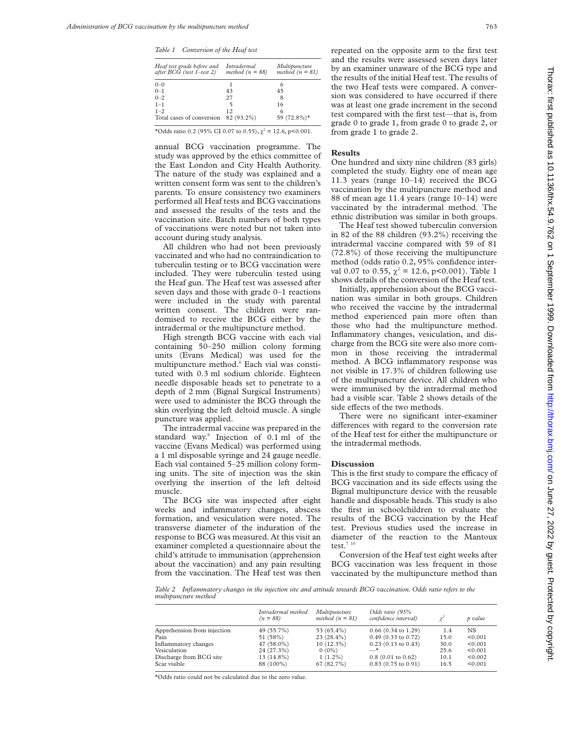*Table 1 Conversion of the Heaf test*

| Heaf test grade before and after BCG (test 1–test 2) | Intradermal method (n = 88) | Multipuncture method (n = 81) |
|---|---|---|
| 0–0 | 1 | 6 |
| 0–1 | 43 | 45 |
| 0–2 | 27 | 8 |
| 1–1 | 5 | 16 |
| 1–2 | 12 | 6 |
| Total cases of conversion | 82 (93.2%) | 59 (72.8%)* |

*Odds ratio 0.2 (95% CI 0.07 to 0.55), $\chi^2$ = 12.6, p<0.001.

annual BCG vaccination programme. The study was approved by the ethics committee of the East London and City Health Authority. The nature of the study was explained and a written consent form was sent to the children's parents. To ensure consistency two examiners performed all Heaf tests and BCG vaccinations and assessed the results of the tests and the vaccination site. Batch numbers of both types of vaccinations were noted but not taken into account during study analysis.

All children who had not been previously vaccinated and who had no contraindication to tuberculin testing or to BCG vaccination were included. They were tuberculin tested using the Heaf gun. The Heaf test was assessed after seven days and those with grade 0–1 reactions were included in the study with parental written consent. The children were randomised to receive the BCG either by the intradermal or the multipuncture method.

High strength BCG vaccine with each vial containing 50–250 million colony forming units (Evans Medical) was used for the multipuncture method.[6] Each vial was constituted with 0.3 ml sodium chloride. Eighteen needle disposable heads set to penetrate to a depth of 2 mm (Bignal Surgical Instruments) were used to administer the BCG through the skin overlying the left deltoid muscle. A single puncture was applied.

The intradermal vaccine was prepared in the standard way.[6] Injection of 0.1 ml of the vaccine (Evans Medical) was performed using a 1 ml disposable syringe and 24 gauge needle. Each vial contained 5–25 million colony forming units. The site of injection was the skin overlying the insertion of the left deltoid muscle.

The BCG site was inspected after eight weeks and inflammatory changes, abscess formation, and vesiculation were noted. The transverse diameter of the induration of the response to BCG was measured. At this visit an examiner completed a questionnaire about the child's attitude to immunisation (apprehension about the vaccination) and any pain resulting from the vaccination. The Heaf test was then repeated on the opposite arm to the first test and the results were assessed seven days later by an examiner unaware of the BCG type and the results of the initial Heaf test. The results of the two Heaf tests were compared. A conversion was considered to have occurred if there was at least one grade increment in the second test compared with the first test—that is, from grade 0 to grade 1, from grade 0 to grade 2, or from grade 1 to grade 2.

## Results

One hundred and sixty nine children (83 girls) completed the study. Eighty one of mean age 11.3 years (range 10–14) received the BCG vaccination by the multipuncture method and 88 of mean age 11.4 years (range 10–14) were vaccinated by the intradermal method. The ethnic distribution was similar in both groups.

The Heaf test showed tuberculin conversion in 82 of the 88 children (93.2%) receiving the intradermal vaccine compared with 59 of 81 (72.8%) of those receiving the multipuncture method (odds ratio 0.2, 95% confidence interval 0.07 to 0.55, $\chi^2$ = 12.6, p<0.001). Table 1 shows details of the conversion of the Heaf test.

Initially, apprehension about the BCG vaccination was similar in both groups. Children who received the vaccine by the intradermal method experienced pain more often than those who had the multipuncture method. Inflammatory changes, vesiculation, and discharge from the BCG site were also more common in those receiving the intradermal method. A BCG inflammatory response was not visible in 17.3% of children following use of the multipuncture device. All children who were immunised by the intradermal method had a visible scar. Table 2 shows details of the side effects of the two methods.

There were no significant inter-examiner differences with regard to the conversion rate of the Heaf test for either the multipuncture or the intradermal methods.

## Discussion

This is the first study to compare the efficacy of BCG vaccination and its side effects using the Bignal multipuncture device with the reusable handle and disposable heads. This study is also the first in schoolchildren to evaluate the results of the BCG vaccination by the Heaf test. Previous studies used the increase in diameter of the reaction to the Mantoux test.[7,10]

Conversion of the Heaf test eight weeks after BCG vaccination was less frequent in those vaccinated by the multipuncture method than

*Table 2 Inflammatory changes in the injection site and attitude towards BCG vaccination. Odds ratio refers to the multipuncture method*

| | Intradermal method (n = 88) | Multipuncture method (n = 81) | Odds ratio (95% confidence interval) | $\chi^2$ | p value |
|---|---|---|---|---|---|
| Apprehension from injection | 49 (55.7%) | 53 (65.4%) | 0.66 (0.34 to 1.29) | 1.4 | NS |
| Pain | 51 (58%) | 23 (28.4%) | 0.49 (0.33 to 0.72) | 15.0 | <0.001 |
| Inflammatory changes | 47 (58.0%) | 10 (12.3%) | 0.23 (0.13 to 0.43) | 30.0 | <0.001 |
| Vesiculation | 24 (27.3%) | 0 (0%) | —* | 25.6 | <0.001 |
| Discharge from BCG site | 13 (14.8%) | 1 (1.2%) | 0.8 (0.01 to 0.62) | 10.1 | <0.002 |
| Scar visible | 88 (100%) | 67 (82.7%) | 0.83 (0.75 to 0.91) | 16.5 | <0.001 |

*Odds ratio could not be calculated due to the zero value.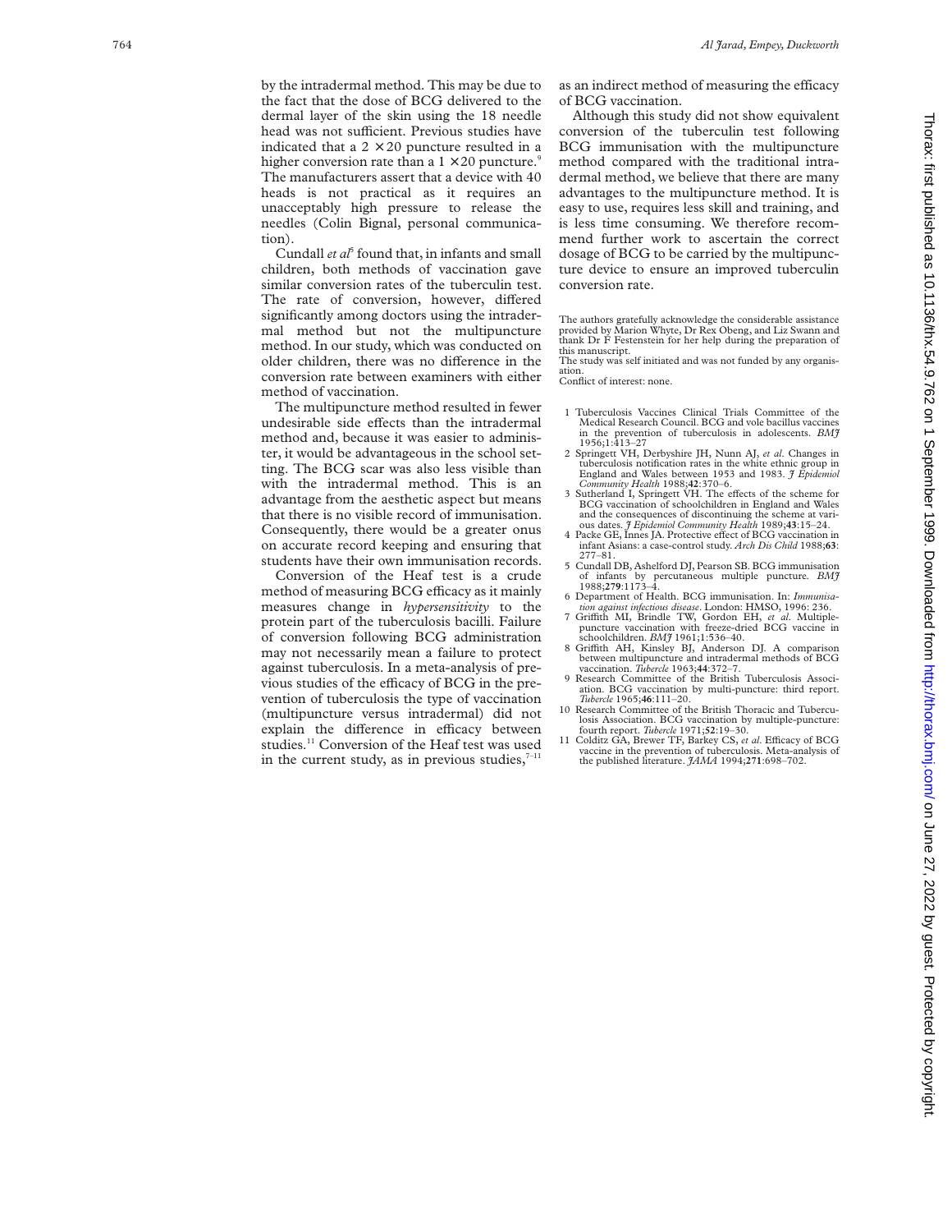by the intradermal method. This may be due to the fact that the dose of BCG delivered to the dermal layer of the skin using the 18 needle head was not sufficient. Previous studies have indicated that a $2 \times 20$ puncture resulted in a higher conversion rate than a $1 \times 20$ puncture.[9] The manufacturers assert that a device with 40 heads is not practical as it requires an unacceptably high pressure to release the needles (Colin Bignal, personal communication).

Cundall *et al*[5] found that, in infants and small children, both methods of vaccination gave similar conversion rates of the tuberculin test. The rate of conversion, however, differed significantly among doctors using the intradermal method but not the multipuncture method. In our study, which was conducted on older children, there was no difference in the conversion rate between examiners with either method of vaccination.

The multipuncture method resulted in fewer undesirable side effects than the intradermal method and, because it was easier to administer, it would be advantageous in the school setting. The BCG scar was also less visible than with the intradermal method. This is an advantage from the aesthetic aspect but means that there is no visible record of immunisation. Consequently, there would be a greater onus on accurate record keeping and ensuring that students have their own immunisation records.

Conversion of the Heaf test is a crude method of measuring BCG efficacy as it mainly measures change in *hypersensitivity* to the protein part of the tuberculosis bacilli. Failure of conversion following BCG administration may not necessarily mean a failure to protect against tuberculosis. In a meta-analysis of previous studies of the efficacy of BCG in the prevention of tuberculosis the type of vaccination (multipuncture versus intradermal) did not explain the difference in efficacy between studies.[11] Conversion of the Heaf test was used in the current study, as in previous studies,[7–11] as an indirect method of measuring the efficacy of BCG vaccination.

Although this study did not show equivalent conversion of the tuberculin test following BCG immunisation with the multipuncture method compared with the traditional intradermal method, we believe that there are many advantages to the multipuncture method. It is easy to use, requires less skill and training, and is less time consuming. We therefore recommend further work to ascertain the correct dosage of BCG to be carried by the multipuncture device to ensure an improved tuberculin conversion rate.

The authors gratefully acknowledge the considerable assistance provided by Marion Whyte, Dr Rex Obeng, and Liz Swann and thank Dr F Festenstein for her help during the preparation of this manuscript.
The study was self initiated and was not funded by any organisation.
Conflict of interest: none.

1. Tuberculosis Vaccines Clinical Trials Committee of the Medical Research Council. BCG and vole bacillus vaccines in the prevention of tuberculosis in adolescents. *BMJ* 1956;1:413–27
2. Springett VH, Derbyshire JH, Nunn AJ, *et al*. Changes in tuberculosis notification rates in the white ethnic group in England and Wales between 1953 and 1983. *J Epidemiol Community Health* 1988;**42**:370–6.
3. Sutherland I, Springett VH. The effects of the scheme for BCG vaccination of schoolchildren in England and Wales and the consequences of discontinuing the scheme at various dates. *J Epidemiol Community Health* 1989;**43**:15–24.
4. Packe GE, Innes JA. Protective effect of BCG vaccination in infant Asians: a case-control study. *Arch Dis Child* 1988;**63**: 277–81.
5. Cundall DB, Ashelford DJ, Pearson SB. BCG immunisation of infants by percutaneous multiple puncture. *BMJ* 1988;**279**:1173–4.
6. Department of Health. BCG immunisation. In: *Immunisation against infectious disease*. London: HMSO, 1996: 236.
7. Griffith MI, Brindle TW, Gordon EH, *et al*. Multiple-puncture vaccination with freeze-dried BCG vaccine in schoolchildren. *BMJ* 1961;1:536–40.
8. Griffith AH, Kinsley BJ, Anderson DJ. A comparison between multipuncture and intradermal methods of BCG vaccination. *Tubercle* 1963;**44**:372–7.
9. Research Committee of the British Tuberculosis Association. BCG vaccination by multi-puncture: third report. *Tubercle* 1965;**46**:111–20.
10. Research Committee of the British Thoracic and Tuberculosis Association. BCG vaccination by multiple-puncture: fourth report. *Tubercle* 1971;**52**:19–30.
11. Colditz GA, Brewer TF, Barkey CS, *et al*. Efficacy of BCG vaccine in the prevention of tuberculosis. Meta-analysis of the published literature. *JAMA* 1994;**271**:698–702.